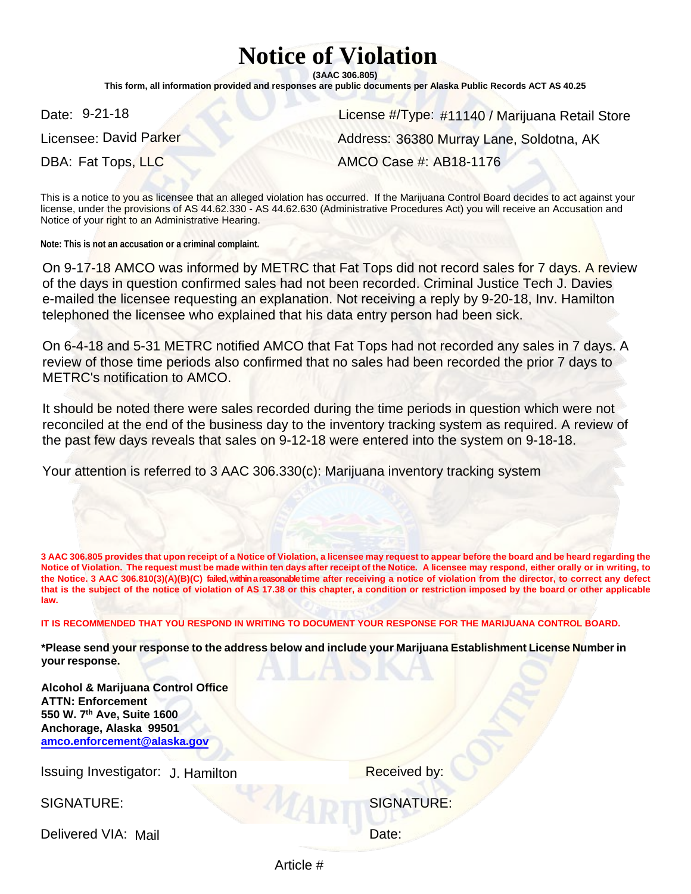# Notice of Violation

**(3AAC 306.805)**

**This form, all information provided and responses are public documents per Alaska Public Records ACT AS 40.25**

Date: 9-21-18

License #/Type: #11140 / Marijuana Retail Store

Licensee: David Parker

Address: 36380 Murray Lane, Soldotna, AK

DBA: Fat Tops, LLC

AMCO Case #: AB18-1176

This is a notice to you as licensee that an alleged violation has occurred. If the Marijuana Control Board decides to act against your license, under the provisions of AS 44.62.330 - AS 44.62.630 (Administrative Procedures Act) you will receive an Accusation and Notice of your right to an Administrative Hearing.

**Note: This is not an accusation or a criminal complaint.**

On 9-17-18 AMCO was informed by METRC that Fat Tops did not record sales for 7 days. A review of the days in question confirmed sales had not been recorded. Criminal Justice Tech J. Davies e-mailed the licensee requesting an explanation. Not receiving a reply by 9-20-18, Inv. Hamilton telephoned the licensee who explained that his data entry person had been sick.

On 6-4-18 and 5-31 METRC notified AMCO that Fat Tops had not recorded any sales in 7 days. A review of those time periods also confirmed that no sales had been recorded the prior 7 days to METRC's notification to AMCO.

It should be noted there were sales recorded during the time periods in question which were not reconciled at the end of the business day to the inventory tracking system as required. A review of the past few days reveals that sales on 9-12-18 were entered into the system on 9-18-18.

Your attention is referred to 3 AAC 306.330(c): Marijuana inventory tracking system

**3 AAC 306.805 provides that upon receipt of a Notice of Violation, a licensee may request to appear before the board and be heard regarding the Notice of Violation. The request must be made within ten days after receipt of the Notice. A licensee may respond, either orally or in writing, to the Notice. 3 AAC 306.810(3)(A)(B)(C) failed, within a reasonable time after receiving a notice of violation from the director, to correct any defect that is the subject of the notice of violation of AS 17.38 or this chapter, a condition or restriction imposed by the board or other applicable law.**

**IT IS RECOMMENDED THAT YOU RESPOND IN WRITING TO DOCUMENT YOUR RESPONSE FOR THE MARIJUANA CONTROL BOARD.**

**\*Please send your response to the address below and include your Marijuana Establishment License Number in your response.**

**Alcohol & Marijuana Control Office**
**ATTN: Enforcement**
**550 W. 7th Ave, Suite 1600**
**Anchorage, Alaska 99501**
**amco.enforcement@alaska.gov**

Issuing Investigator: J. Hamilton

Received by:

SIGNATURE:

SIGNATURE:

Delivered VIA: Mail

Date:

Article #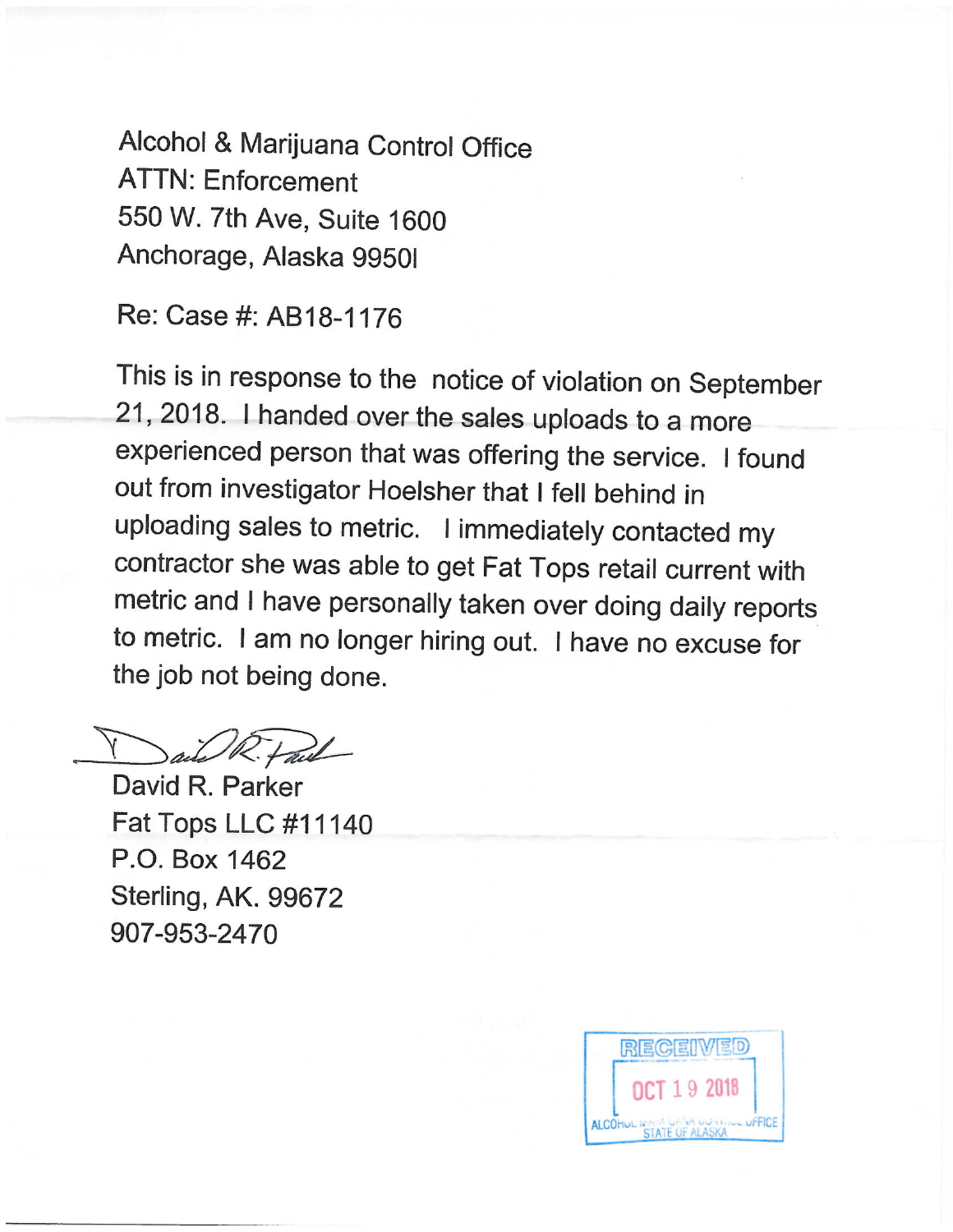Alcohol & Marijuana Control Office
ATTN: Enforcement
550 W. 7th Ave, Suite 1600
Anchorage, Alaska 9950l

Re: Case #: AB18-1176

This is in response to the notice of violation on September 21, 2018. I handed over the sales uploads to a more experienced person that was offering the service. I found out from investigator Hoelsher that I fell behind in uploading sales to metric. I immediately contacted my contractor she was able to get Fat Tops retail current with metric and I have personally taken over doing daily reports to metric. I am no longer hiring out. I have no excuse for the job not being done.

David R. Parker
Fat Tops LLC #11140
P.O. Box 1462
Sterling, AK. 99672
907-953-2470

RECEIVED
OCT 19 2018
ALCOHOL MARIJUANA CONTROL OFFICE
STATE OF ALASKA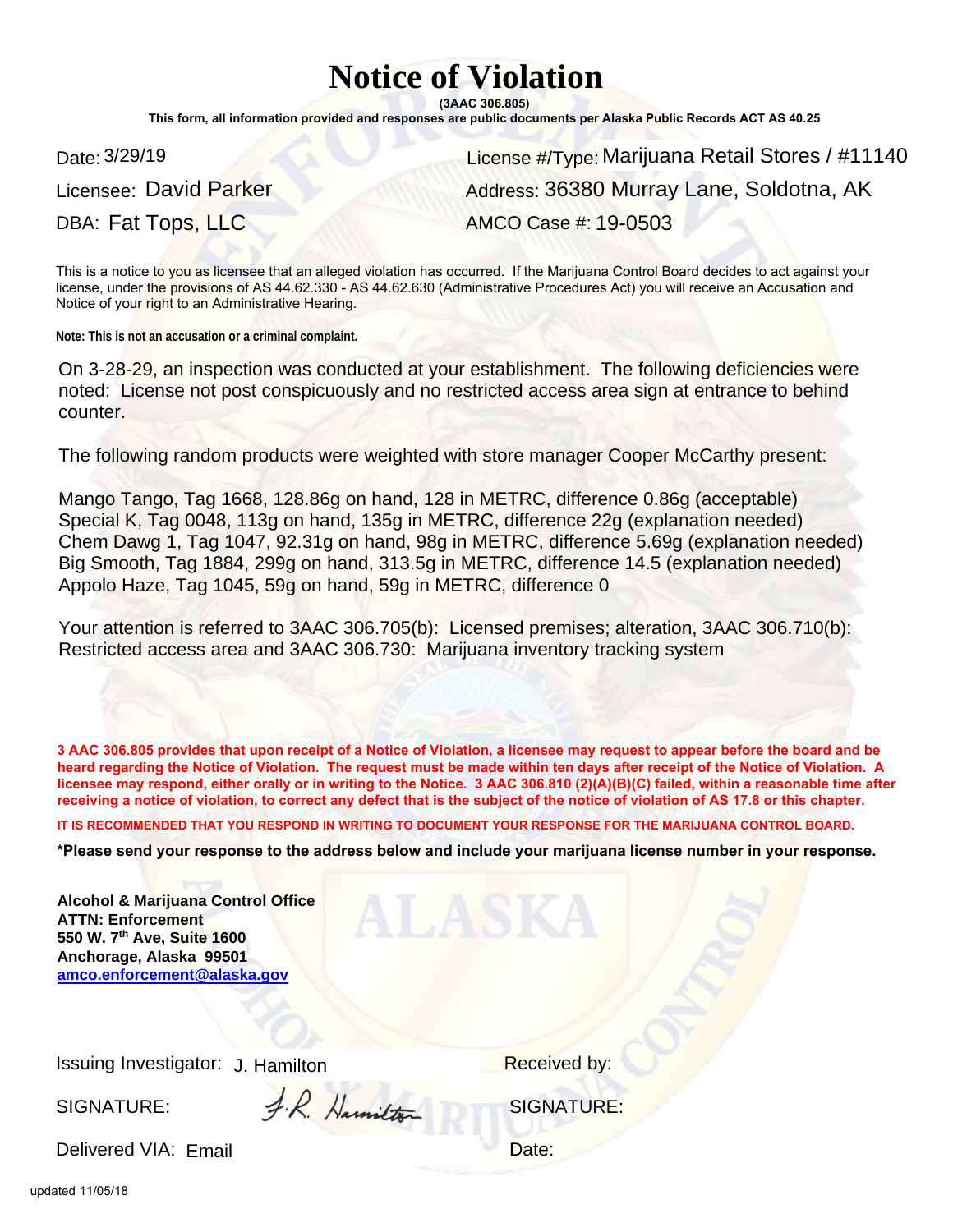# Notice of Violation

**(3AAC 306.805)**

**This form, all information provided and responses are public documents per Alaska Public Records ACT AS 40.25**

Date: 3/29/19

License #/Type: Marijuana Retail Stores / #11140

Licensee: David Parker

Address: 36380 Murray Lane, Soldotna, AK

DBA: Fat Tops, LLC

AMCO Case #: 19-0503

This is a notice to you as licensee that an alleged violation has occurred. If the Marijuana Control Board decides to act against your license, under the provisions of AS 44.62.330 - AS 44.62.630 (Administrative Procedures Act) you will receive an Accusation and Notice of your right to an Administrative Hearing.

**Note: This is not an accusation or a criminal complaint.**

On 3-28-29, an inspection was conducted at your establishment. The following deficiencies were noted: License not post conspicuously and no restricted access area sign at entrance to behind counter.

The following random products were weighted with store manager Cooper McCarthy present:

Mango Tango, Tag 1668, 128.86g on hand, 128 in METRC, difference 0.86g (acceptable)
Special K, Tag 0048, 113g on hand, 135g in METRC, difference 22g (explanation needed)
Chem Dawg 1, Tag 1047, 92.31g on hand, 98g in METRC, difference 5.69g (explanation needed)
Big Smooth, Tag 1884, 299g on hand, 313.5g in METRC, difference 14.5 (explanation needed)
Appolo Haze, Tag 1045, 59g on hand, 59g in METRC, difference 0

Your attention is referred to 3AAC 306.705(b): Licensed premises; alteration, 3AAC 306.710(b): Restricted access area and 3AAC 306.730: Marijuana inventory tracking system

**3 AAC 306.805 provides that upon receipt of a Notice of Violation, a licensee may request to appear before the board and be heard regarding the Notice of Violation. The request must be made within ten days after receipt of the Notice of Violation. A licensee may respond, either orally or in writing to the Notice. 3 AAC 306.810 (2)(A)(B)(C) failed, within a reasonable time after receiving a notice of violation, to correct any defect that is the subject of the notice of violation of AS 17.8 or this chapter.**

**IT IS RECOMMENDED THAT YOU RESPOND IN WRITING TO DOCUMENT YOUR RESPONSE FOR THE MARIJUANA CONTROL BOARD.**

**\*Please send your response to the address below and include your marijuana license number in your response.**

**Alcohol & Marijuana Control Office**
**ATTN: Enforcement**
**550 W. 7th Ave, Suite 1600**
**Anchorage, Alaska 99501**
**amco.enforcement@alaska.gov**

Issuing Investigator: J. Hamilton

SIGNATURE: J.R. Hamilton

Delivered VIA: Email

Received by:

SIGNATURE:

Date:

updated 11/05/18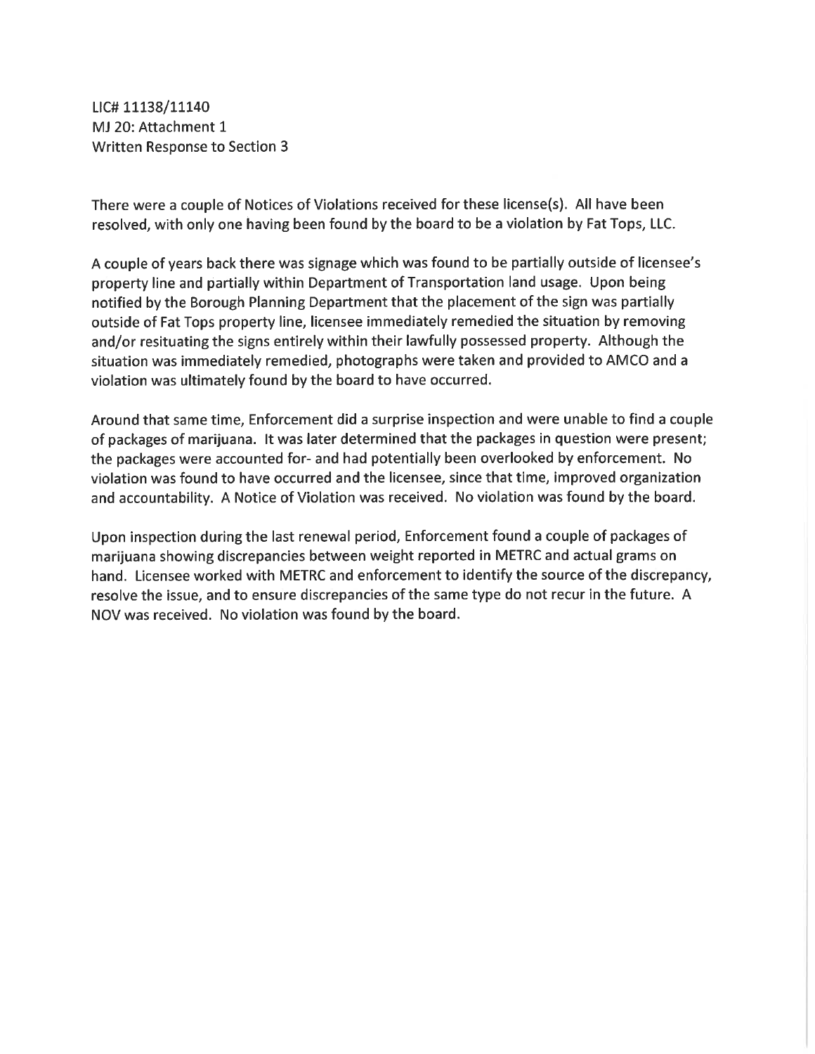LIC# 11138/11140
MJ 20: Attachment 1
Written Response to Section 3

There were a couple of Notices of Violations received for these license(s). All have been resolved, with only one having been found by the board to be a violation by Fat Tops, LLC.

A couple of years back there was signage which was found to be partially outside of licensee's property line and partially within Department of Transportation land usage. Upon being notified by the Borough Planning Department that the placement of the sign was partially outside of Fat Tops property line, licensee immediately remedied the situation by removing and/or resituating the signs entirely within their lawfully possessed property. Although the situation was immediately remedied, photographs were taken and provided to AMCO and a violation was ultimately found by the board to have occurred.

Around that same time, Enforcement did a surprise inspection and were unable to find a couple of packages of marijuana. It was later determined that the packages in question were present; the packages were accounted for- and had potentially been overlooked by enforcement. No violation was found to have occurred and the licensee, since that time, improved organization and accountability. A Notice of Violation was received. No violation was found by the board.

Upon inspection during the last renewal period, Enforcement found a couple of packages of marijuana showing discrepancies between weight reported in METRC and actual grams on hand. Licensee worked with METRC and enforcement to identify the source of the discrepancy, resolve the issue, and to ensure discrepancies of the same type do not recur in the future. A NOV was received. No violation was found by the board.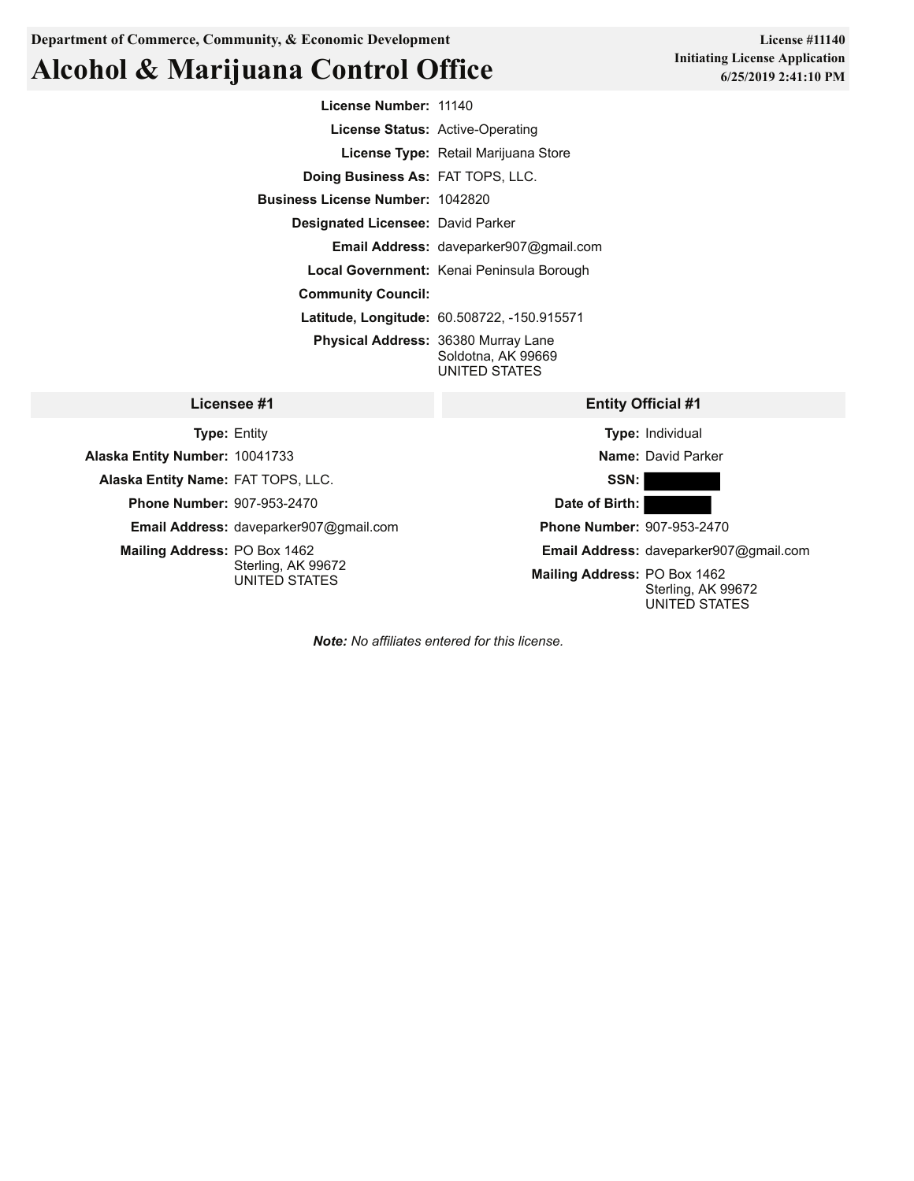**Department of Commerce, Community, & Economic Development**

# Alcohol & Marijuana Control Office

**License #11140**
**Initiating License Application**
**6/25/2019 2:41:10 PM**

**License Number:** 11140
**License Status:** Active-Operating
**License Type:** Retail Marijuana Store
**Doing Business As:** FAT TOPS, LLC.
**Business License Number:** 1042820
**Designated Licensee:** David Parker
**Email Address:** daveparker907@gmail.com
**Local Government:** Kenai Peninsula Borough
**Community Council:**
**Latitude, Longitude:** 60.508722, -150.915571
**Physical Address:** 36380 Murray Lane
Soldotna, AK 99669
UNITED STATES

## Licensee #1

**Type:** Entity
**Alaska Entity Number:** 10041733
**Alaska Entity Name:** FAT TOPS, LLC.
**Phone Number:** 907-953-2470
**Email Address:** daveparker907@gmail.com
**Mailing Address:** PO Box 1462
Sterling, AK 99672
UNITED STATES

## Entity Official #1

**Type:** Individual
**Name:** David Parker
**SSN:** [REDACTED]
**Date of Birth:** [REDACTED]
**Phone Number:** 907-953-2470
**Email Address:** daveparker907@gmail.com
**Mailing Address:** PO Box 1462
Sterling, AK 99672
UNITED STATES

***Note:*** *No affiliates entered for this license.*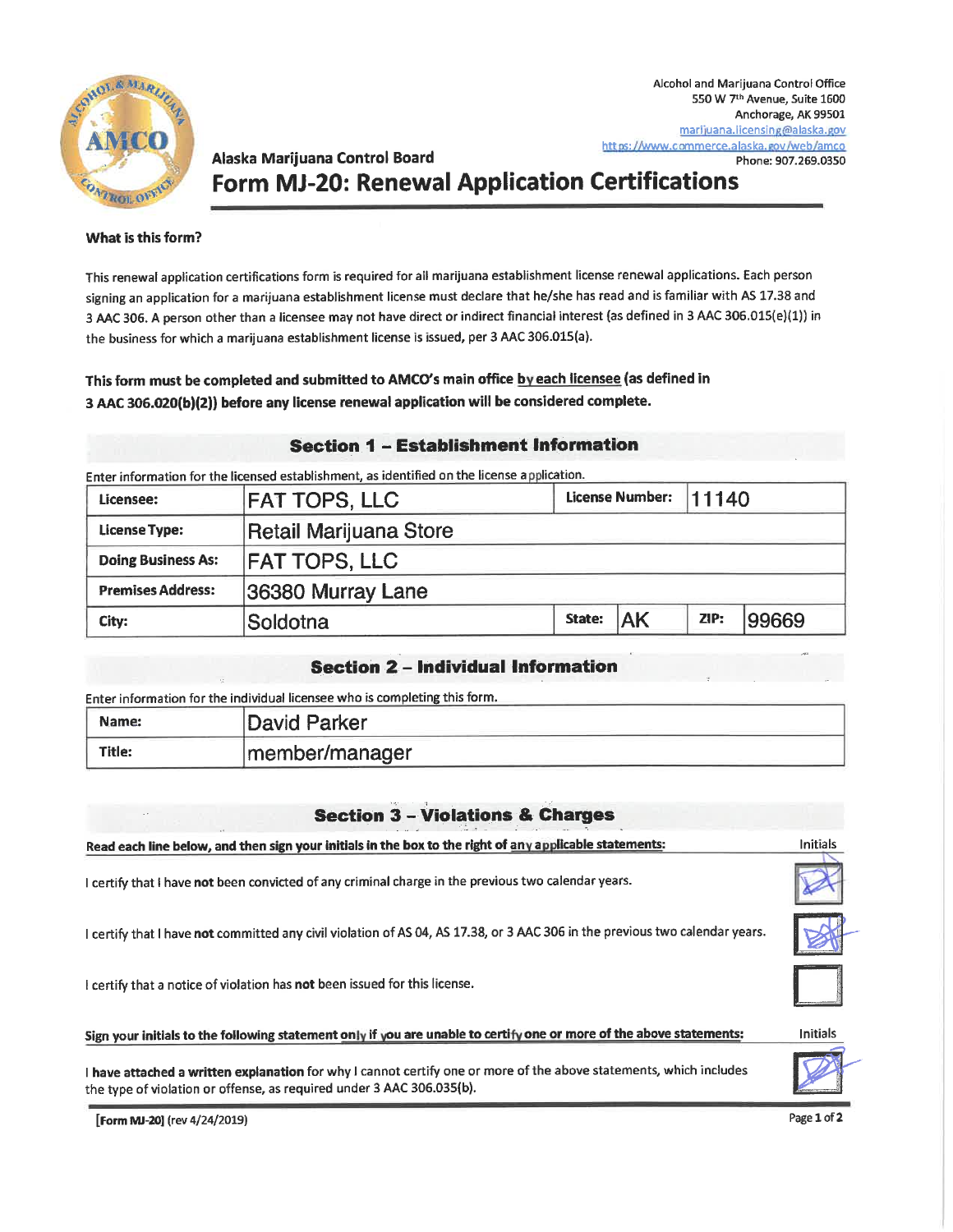Alcohol and Marijuana Control Office
550 W 7th Avenue, Suite 1600
Anchorage, AK 99501
marijuana.licensing@alaska.gov
https://www.commerce.alaska.gov/web/amco
Phone: 907.269.0350

Alaska Marijuana Control Board

# Form MJ-20: Renewal Application Certifications

**What is this form?**

This renewal application certifications form is required for all marijuana establishment license renewal applications. Each person signing an application for a marijuana establishment license must declare that he/she has read and is familiar with AS 17.38 and 3 AAC 306. A person other than a licensee may not have direct or indirect financial interest (as defined in 3 AAC 306.015(e)(1)) in the business for which a marijuana establishment license is issued, per 3 AAC 306.015(a).

**This form must be completed and submitted to AMCO's main office by each licensee (as defined in 3 AAC 306.020(b)(2)) before any license renewal application will be considered complete.**

## Section 1 – Establishment Information

Enter information for the licensed establishment, as identified on the license application.

| | | | | | |
|---|---|---|---|---|---|
| **Licensee:** | FAT TOPS, LLC | **License Number:** | 11140 | | |
| **License Type:** | Retail Marijuana Store | | | | |
| **Doing Business As:** | FAT TOPS, LLC | | | | |
| **Premises Address:** | 36380 Murray Lane | | | | |
| **City:** | Soldotna | **State:** | AK | **ZIP:** | 99669 |

## Section 2 – Individual Information

Enter information for the individual licensee who is completing this form.

| | |
|---|---|
| **Name:** | David Parker |
| **Title:** | member/manager |

## Section 3 – Violations & Charges

| **Read each line below, and then sign your initials in the box to the right of any applicable statements:** | Initials |
|---|---|
| I certify that I have **not** been convicted of any criminal charge in the previous two calendar years. | [initialed] |
| I certify that I have **not** committed any civil violation of AS 04, AS 17.38, or 3 AAC 306 in the previous two calendar years. | [initialed] |
| I certify that a notice of violation has **not** been issued for this license. | |

| **Sign your initials to the following statement only if you are unable to certify one or more of the above statements:** | Initials |
|---|---|
| I **have attached a written explanation** for why I cannot certify one or more of the above statements, which includes the type of violation or offense, as required under 3 AAC 306.035(b). | [initialed] |

**[Form MJ-20]** (rev 4/24/2019)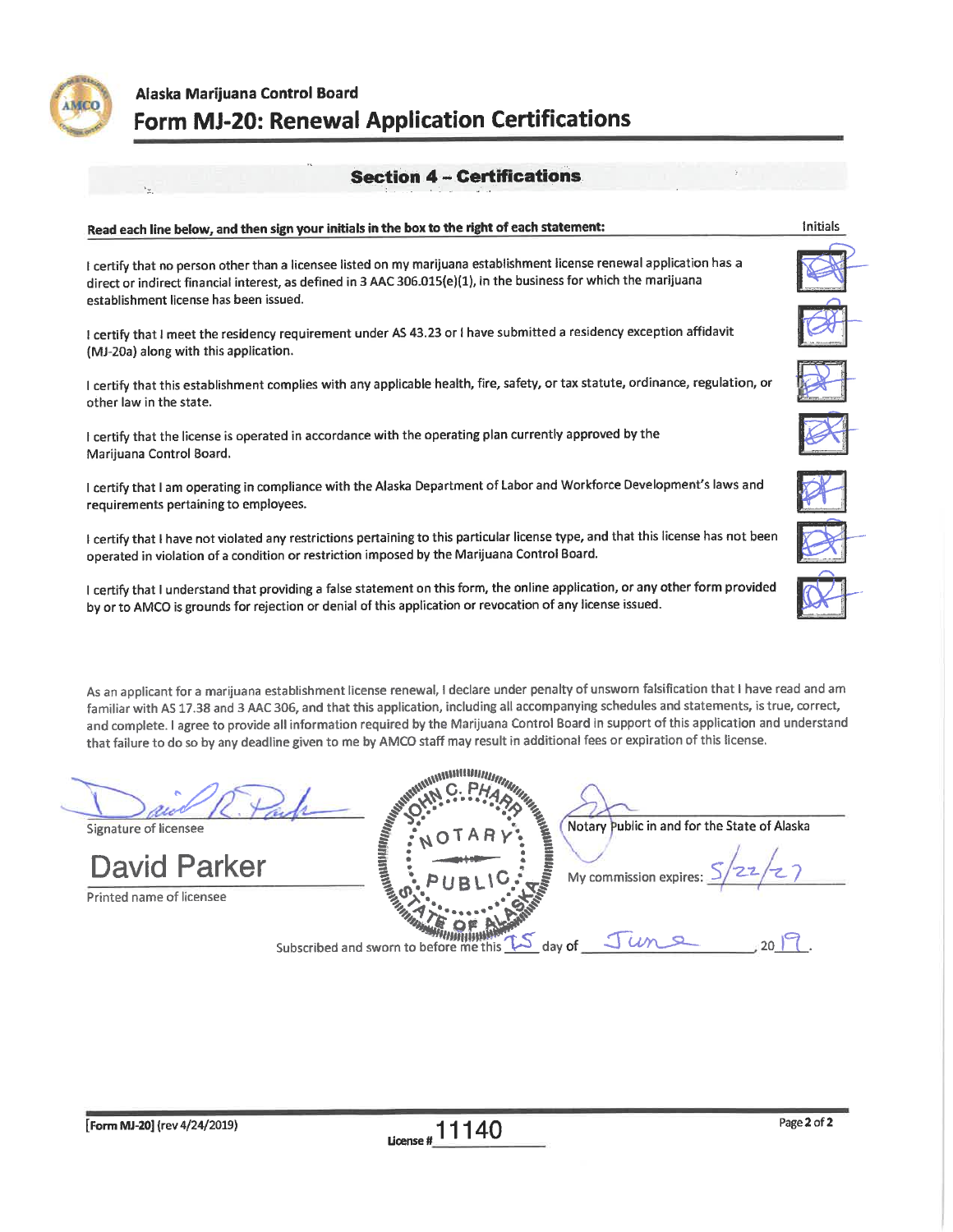Alaska Marijuana Control Board

# Form MJ-20: Renewal Application Certifications

## Section 4 – Certifications

**Read each line below, and then sign your initials in the box to the right of each statement:**

| Statement | Initials |
|---|---|
| I certify that no person other than a licensee listed on my marijuana establishment license renewal application has a direct or indirect financial interest, as defined in 3 AAC 306.015(e)(1), in the business for which the marijuana establishment license has been issued. | DP |
| I certify that I meet the residency requirement under AS 43.23 or I have submitted a residency exception affidavit (MJ-20a) along with this application. | DP |
| I certify that this establishment complies with any applicable health, fire, safety, or tax statute, ordinance, regulation, or other law in the state. | DP |
| I certify that the license is operated in accordance with the operating plan currently approved by the Marijuana Control Board. | DP |
| I certify that I am operating in compliance with the Alaska Department of Labor and Workforce Development's laws and requirements pertaining to employees. | DP |
| I certify that I have not violated any restrictions pertaining to this particular license type, and that this license has not been operated in violation of a condition or restriction imposed by the Marijuana Control Board. | DP |
| I certify that I understand that providing a false statement on this form, the online application, or any other form provided by or to AMCO is grounds for rejection or denial of this application or revocation of any license issued. | DP |

As an applicant for a marijuana establishment license renewal, I declare under penalty of unsworn falsification that I have read and am familiar with AS 17.38 and 3 AAC 306, and that this application, including all accompanying schedules and statements, is true, correct, and complete. I agree to provide all information required by the Marijuana Control Board in support of this application and understand that failure to do so by any deadline given to me by AMCO staff may result in additional fees or expiration of this license.

David R. Parker
Signature of licensee

David Parker
Printed name of licensee

JOHN C. PHARR
NOTARY PUBLIC
STATE OF ALASKA

Notary Public in and for the State of Alaska

My commission expires: 5/22/27

Subscribed and sworn to before me this 15 day of June, 2019.

[Form MJ-20] (rev 4/24/2019)

License # 11140